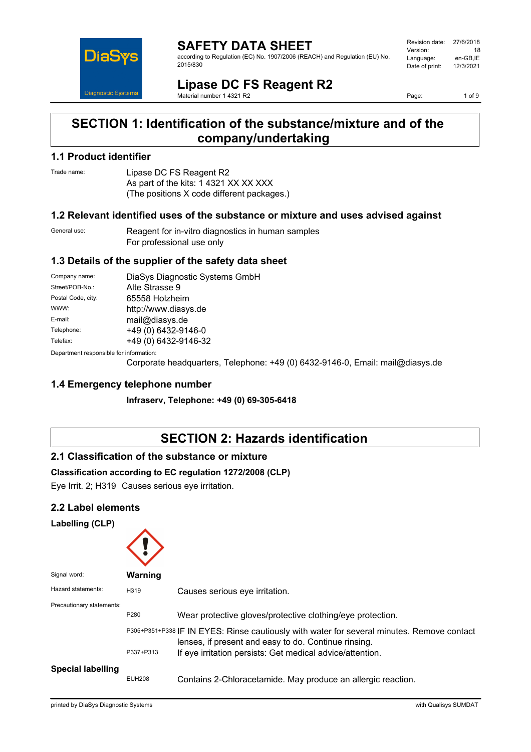# SAFETY DATA SHEET

according to Regulation (EC) No. 1907/2006 (REACH) and Regulation (EU) No. 2015/830

| | |
|---|---|
| Revision date: | 27/6/2018 |
| Version: | 18 |
| Language: | en-GB,IE |
| Date of print: | 12/3/2021 |

# Lipase DC FS Reagent R2

Material number 1 4321 R2

## SECTION 1: Identification of the substance/mixture and of the company/undertaking

### 1.1 Product identifier

Trade name: Lipase DC FS Reagent R2
As part of the kits: 1 4321 XX XX XXX
(The positions X code different packages.)

### 1.2 Relevant identified uses of the substance or mixture and uses advised against

General use: Reagent for in-vitro diagnostics in human samples
For professional use only

### 1.3 Details of the supplier of the safety data sheet

| | |
|---|---|
| Company name: | DiaSys Diagnostic Systems GmbH |
| Street/POB-No.: | Alte Strasse 9 |
| Postal Code, city: | 65558 Holzheim |
| WWW: | http://www.diasys.de |
| E-mail: | mail@diasys.de |
| Telephone: | +49 (0) 6432-9146-0 |
| Telefax: | +49 (0) 6432-9146-32 |

Department responsible for information:
Corporate headquarters, Telephone: +49 (0) 6432-9146-0, Email: mail@diasys.de

### 1.4 Emergency telephone number

**Infraserv, Telephone: +49 (0) 69-305-6418**

## SECTION 2: Hazards identification

### 2.1 Classification of the substance or mixture

**Classification according to EC regulation 1272/2008 (CLP)**

Eye Irrit. 2; H319 Causes serious eye irritation.

### 2.2 Label elements

**Labelling (CLP)**

Signal word: **Warning**

Hazard statements:

| | |
|---|---|
| H319 | Causes serious eye irritation. |

Precautionary statements:

| | |
|---|---|
| P280 | Wear protective gloves/protective clothing/eye protection. |
| P305+P351+P338 | IF IN EYES: Rinse cautiously with water for several minutes. Remove contact lenses, if present and easy to do. Continue rinsing. |
| P337+P313 | If eye irritation persists: Get medical advice/attention. |

**Special labelling**

| | |
|---|---|
| EUH208 | Contains 2-Chloracetamide. May produce an allergic reaction. |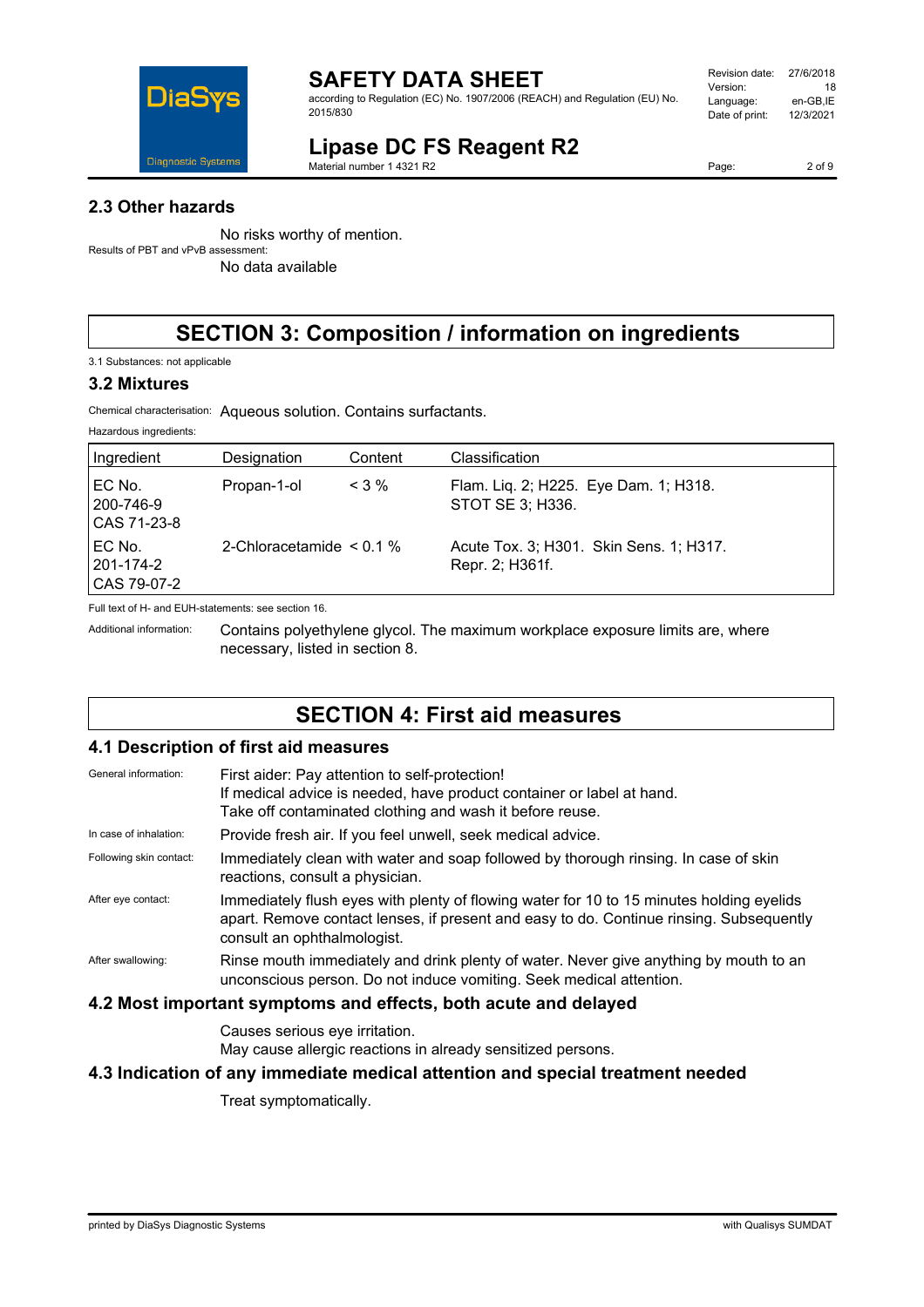## 2.3 Other hazards

No risks worthy of mention.

Results of PBT and vPvB assessment:

No data available

# SECTION 3: Composition / information on ingredients

3.1 Substances: not applicable

## 3.2 Mixtures

Chemical characterisation: Aqueous solution. Contains surfactants.

Hazardous ingredients:

| Ingredient | Designation | Content | Classification |
|---|---|---|---|
| EC No. 200-746-9 CAS 71-23-8 | Propan-1-ol | < 3 % | Flam. Liq. 2; H225. Eye Dam. 1; H318. STOT SE 3; H336. |
| EC No. 201-174-2 CAS 79-07-2 | 2-Chloracetamide | < 0.1 % | Acute Tox. 3; H301. Skin Sens. 1; H317. Repr. 2; H361f. |

Full text of H- and EUH-statements: see section 16.

Additional information: Contains polyethylene glycol. The maximum workplace exposure limits are, where necessary, listed in section 8.

# SECTION 4: First aid measures

## 4.1 Description of first aid measures

General information: First aider: Pay attention to self-protection!
If medical advice is needed, have product container or label at hand.
Take off contaminated clothing and wash it before reuse.

In case of inhalation: Provide fresh air. If you feel unwell, seek medical advice.

Following skin contact: Immediately clean with water and soap followed by thorough rinsing. In case of skin reactions, consult a physician.

After eye contact: Immediately flush eyes with plenty of flowing water for 10 to 15 minutes holding eyelids apart. Remove contact lenses, if present and easy to do. Continue rinsing. Subsequently consult an ophthalmologist.

After swallowing: Rinse mouth immediately and drink plenty of water. Never give anything by mouth to an unconscious person. Do not induce vomiting. Seek medical attention.

## 4.2 Most important symptoms and effects, both acute and delayed

Causes serious eye irritation.
May cause allergic reactions in already sensitized persons.

## 4.3 Indication of any immediate medical attention and special treatment needed

Treat symptomatically.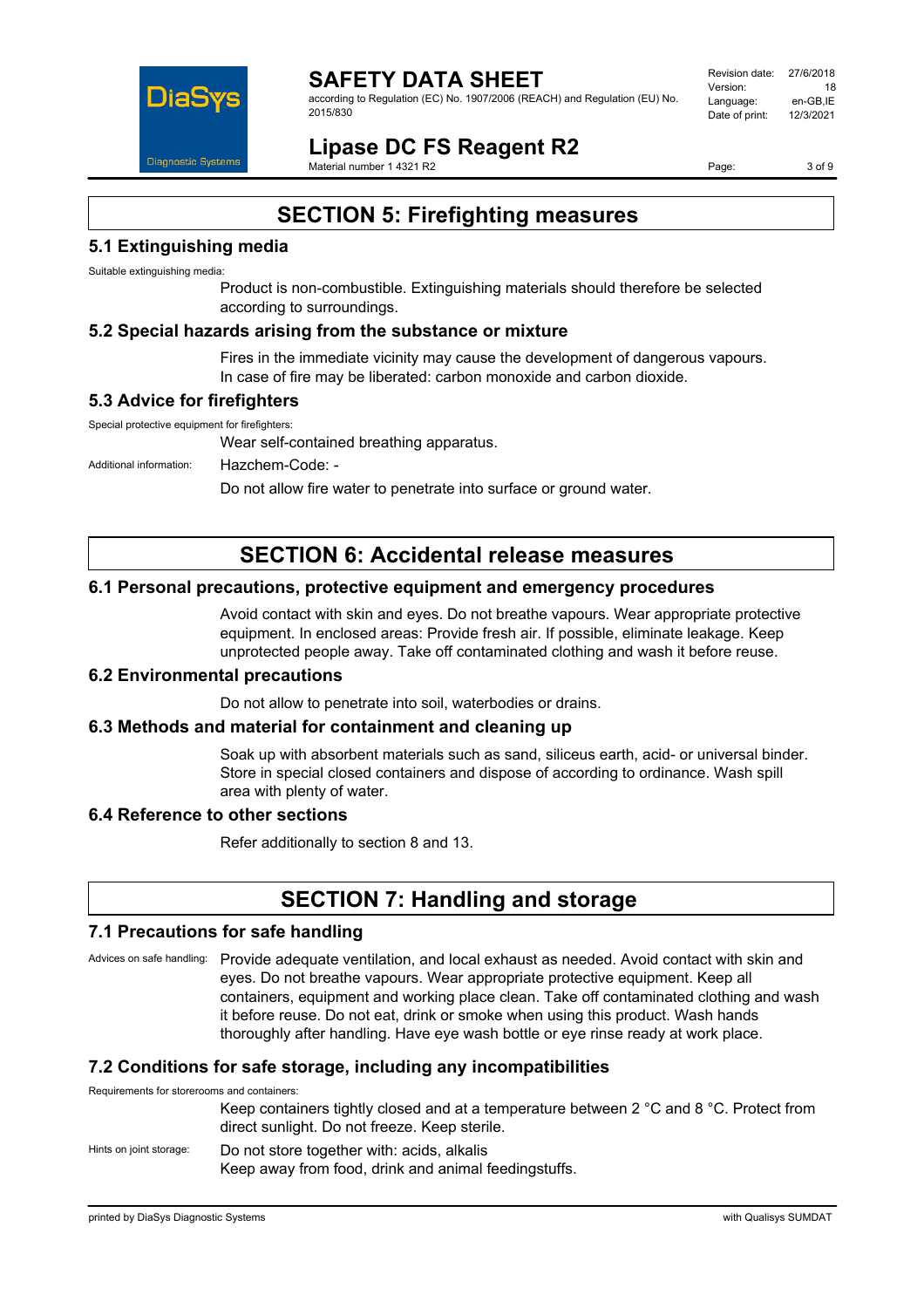# SECTION 5: Firefighting measures

## 5.1 Extinguishing media

Suitable extinguishing media:

Product is non-combustible. Extinguishing materials should therefore be selected according to surroundings.

## 5.2 Special hazards arising from the substance or mixture

Fires in the immediate vicinity may cause the development of dangerous vapours.
In case of fire may be liberated: carbon monoxide and carbon dioxide.

## 5.3 Advice for firefighters

Special protective equipment for firefighters:

Wear self-contained breathing apparatus.

Additional information: Hazchem-Code: -

Do not allow fire water to penetrate into surface or ground water.

# SECTION 6: Accidental release measures

## 6.1 Personal precautions, protective equipment and emergency procedures

Avoid contact with skin and eyes. Do not breathe vapours. Wear appropriate protective equipment. In enclosed areas: Provide fresh air. If possible, eliminate leakage. Keep unprotected people away. Take off contaminated clothing and wash it before reuse.

## 6.2 Environmental precautions

Do not allow to penetrate into soil, waterbodies or drains.

## 6.3 Methods and material for containment and cleaning up

Soak up with absorbent materials such as sand, siliceus earth, acid- or universal binder. Store in special closed containers and dispose of according to ordinance. Wash spill area with plenty of water.

## 6.4 Reference to other sections

Refer additionally to section 8 and 13.

# SECTION 7: Handling and storage

## 7.1 Precautions for safe handling

Advices on safe handling: Provide adequate ventilation, and local exhaust as needed. Avoid contact with skin and eyes. Do not breathe vapours. Wear appropriate protective equipment. Keep all containers, equipment and working place clean. Take off contaminated clothing and wash it before reuse. Do not eat, drink or smoke when using this product. Wash hands thoroughly after handling. Have eye wash bottle or eye rinse ready at work place.

## 7.2 Conditions for safe storage, including any incompatibilities

Requirements for storerooms and containers:

Keep containers tightly closed and at a temperature between 2 °C and 8 °C. Protect from direct sunlight. Do not freeze. Keep sterile.

Hints on joint storage: Do not store together with: acids, alkalis
Keep away from food, drink and animal feedingstuffs.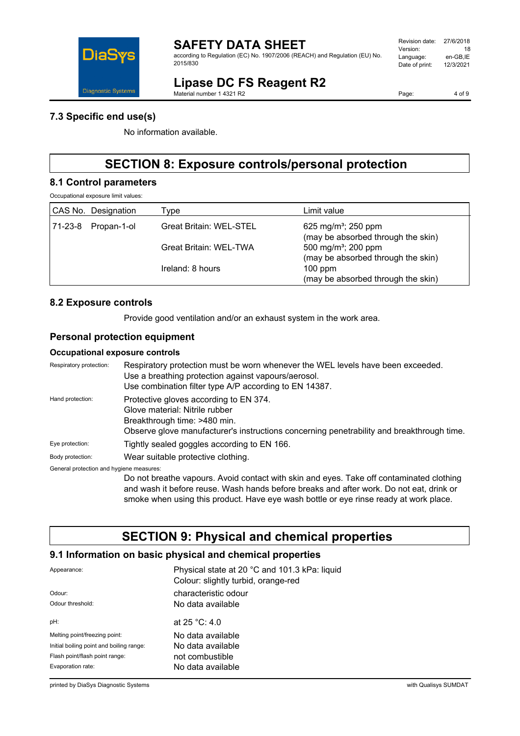### 7.3 Specific end use(s)

No information available.

## SECTION 8: Exposure controls/personal protection

### 8.1 Control parameters

Occupational exposure limit values:

| CAS No. | Designation | Type | Limit value |
|---|---|---|---|
| 71-23-8 | Propan-1-ol | Great Britain: WEL-STEL | 625 mg/m³; 250 ppm (may be absorbed through the skin) |
| | | Great Britain: WEL-TWA | 500 mg/m³; 200 ppm (may be absorbed through the skin) |
| | | Ireland: 8 hours | 100 ppm (may be absorbed through the skin) |

### 8.2 Exposure controls

Provide good ventilation and/or an exhaust system in the work area.

### Personal protection equipment

#### Occupational exposure controls

Respiratory protection: Respiratory protection must be worn whenever the WEL levels have been exceeded. Use a breathing protection against vapours/aerosol. Use combination filter type A/P according to EN 14387.

Hand protection: Protective gloves according to EN 374.
Glove material: Nitrile rubber
Breakthrough time: >480 min.
Observe glove manufacturer's instructions concerning penetrability and breakthrough time.

Eye protection: Tightly sealed goggles according to EN 166.

Body protection: Wear suitable protective clothing.

General protection and hygiene measures:

Do not breathe vapours. Avoid contact with skin and eyes. Take off contaminated clothing and wash it before reuse. Wash hands before breaks and after work. Do not eat, drink or smoke when using this product. Have eye wash bottle or eye rinse ready at work place.

## SECTION 9: Physical and chemical properties

### 9.1 Information on basic physical and chemical properties

| | |
|---|---|
| Appearance: | Physical state at 20 °C and 101.3 kPa: liquid<br>Colour: slightly turbid, orange-red |
| Odour: | characteristic odour |
| Odour threshold: | No data available |
| pH: | at 25 °C: 4.0 |
| Melting point/freezing point: | No data available |
| Initial boiling point and boiling range: | No data available |
| Flash point/flash point range: | not combustible |
| Evaporation rate: | No data available |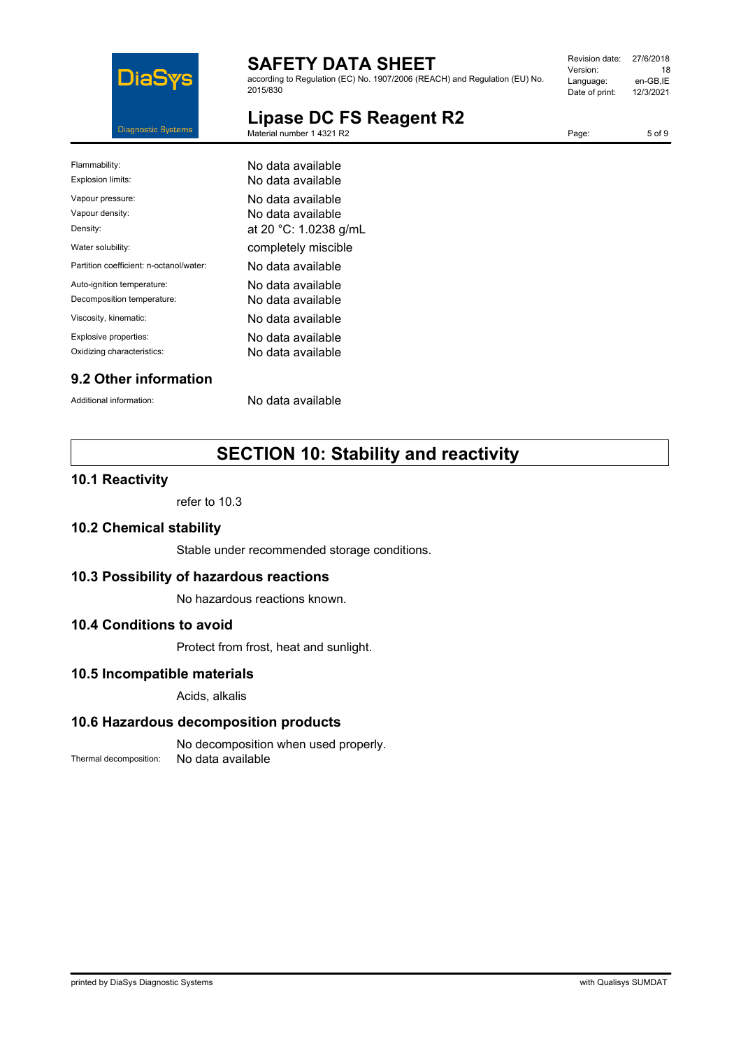| | |
|---|---|
| Flammability: | No data available |
| Explosion limits: | No data available |
| Vapour pressure: | No data available |
| Vapour density: | No data available |
| Density: | at 20 °C: 1.0238 g/mL |
| Water solubility: | completely miscible |
| Partition coefficient: n-octanol/water: | No data available |
| Auto-ignition temperature: | No data available |
| Decomposition temperature: | No data available |
| Viscosity, kinematic: | No data available |
| Explosive properties: | No data available |
| Oxidizing characteristics: | No data available |

### 9.2 Other information

Additional information: No data available

## SECTION 10: Stability and reactivity

### 10.1 Reactivity

refer to 10.3

### 10.2 Chemical stability

Stable under recommended storage conditions.

### 10.3 Possibility of hazardous reactions

No hazardous reactions known.

### 10.4 Conditions to avoid

Protect from frost, heat and sunlight.

### 10.5 Incompatible materials

Acids, alkalis

### 10.6 Hazardous decomposition products

No decomposition when used properly.

Thermal decomposition: No data available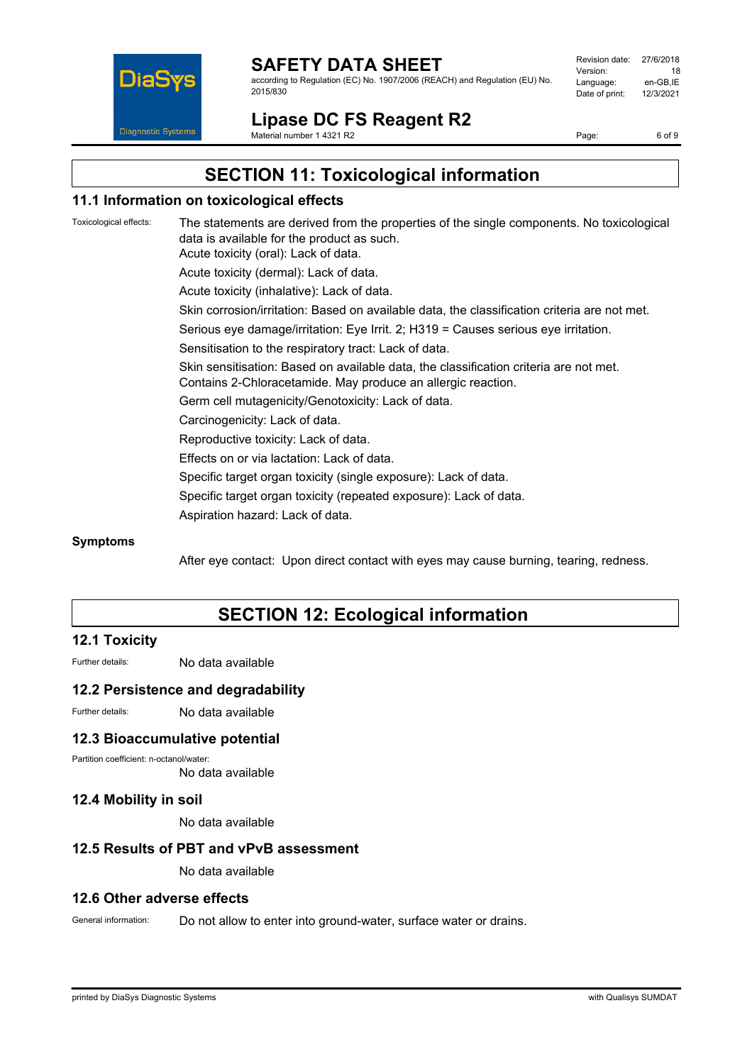# SECTION 11: Toxicological information

## 11.1 Information on toxicological effects

Toxicological effects: The statements are derived from the properties of the single components. No toxicological data is available for the product as such.

Acute toxicity (oral): Lack of data.

Acute toxicity (dermal): Lack of data.

Acute toxicity (inhalative): Lack of data.

Skin corrosion/irritation: Based on available data, the classification criteria are not met.

Serious eye damage/irritation: Eye Irrit. 2; H319 = Causes serious eye irritation.

Sensitisation to the respiratory tract: Lack of data.

Skin sensitisation: Based on available data, the classification criteria are not met. Contains 2-Chloracetamide. May produce an allergic reaction.

Germ cell mutagenicity/Genotoxicity: Lack of data.

Carcinogenicity: Lack of data.

Reproductive toxicity: Lack of data.

Effects on or via lactation: Lack of data.

Specific target organ toxicity (single exposure): Lack of data.

Specific target organ toxicity (repeated exposure): Lack of data.

Aspiration hazard: Lack of data.

**Symptoms**

After eye contact: Upon direct contact with eyes may cause burning, tearing, redness.

# SECTION 12: Ecological information

## 12.1 Toxicity

Further details: No data available

## 12.2 Persistence and degradability

Further details: No data available

## 12.3 Bioaccumulative potential

Partition coefficient: n-octanol/water:
No data available

## 12.4 Mobility in soil

No data available

## 12.5 Results of PBT and vPvB assessment

No data available

## 12.6 Other adverse effects

General information: Do not allow to enter into ground-water, surface water or drains.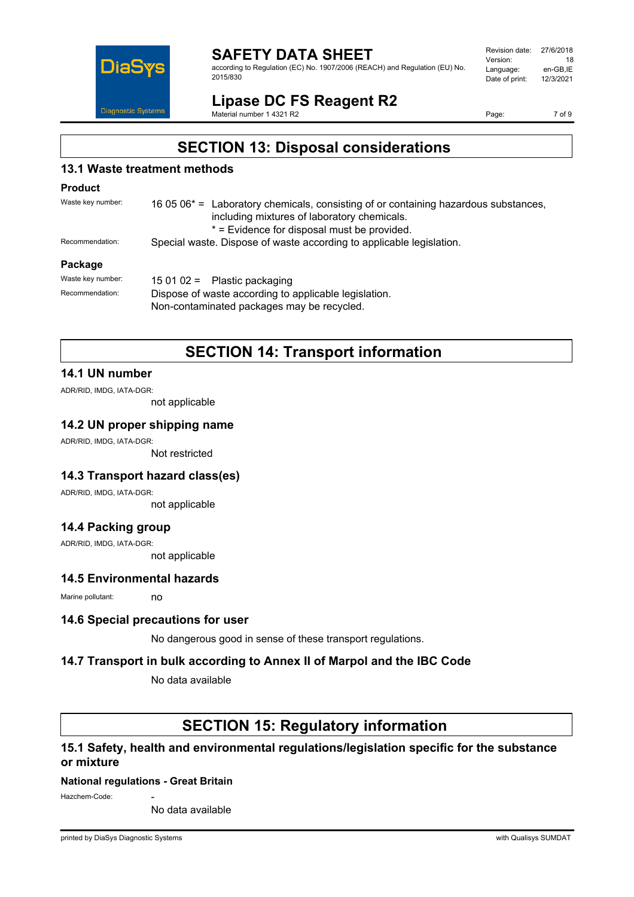# SECTION 13: Disposal considerations

## 13.1 Waste treatment methods

### Product

Waste key number: 16 05 06* = Laboratory chemicals, consisting of or containing hazardous substances, including mixtures of laboratory chemicals.
* = Evidence for disposal must be provided.

Recommendation: Special waste. Dispose of waste according to applicable legislation.

### Package

Waste key number: 15 01 02 = Plastic packaging

Recommendation: Dispose of waste according to applicable legislation.
Non-contaminated packages may be recycled.

# SECTION 14: Transport information

## 14.1 UN number

ADR/RID, IMDG, IATA-DGR:
not applicable

## 14.2 UN proper shipping name

ADR/RID, IMDG, IATA-DGR:
Not restricted

## 14.3 Transport hazard class(es)

ADR/RID, IMDG, IATA-DGR:
not applicable

## 14.4 Packing group

ADR/RID, IMDG, IATA-DGR:
not applicable

## 14.5 Environmental hazards

Marine pollutant: no

## 14.6 Special precautions for user

No dangerous good in sense of these transport regulations.

## 14.7 Transport in bulk according to Annex II of Marpol and the IBC Code

No data available

# SECTION 15: Regulatory information

## 15.1 Safety, health and environmental regulations/legislation specific for the substance or mixture

### National regulations - Great Britain

Hazchem-Code: -
No data available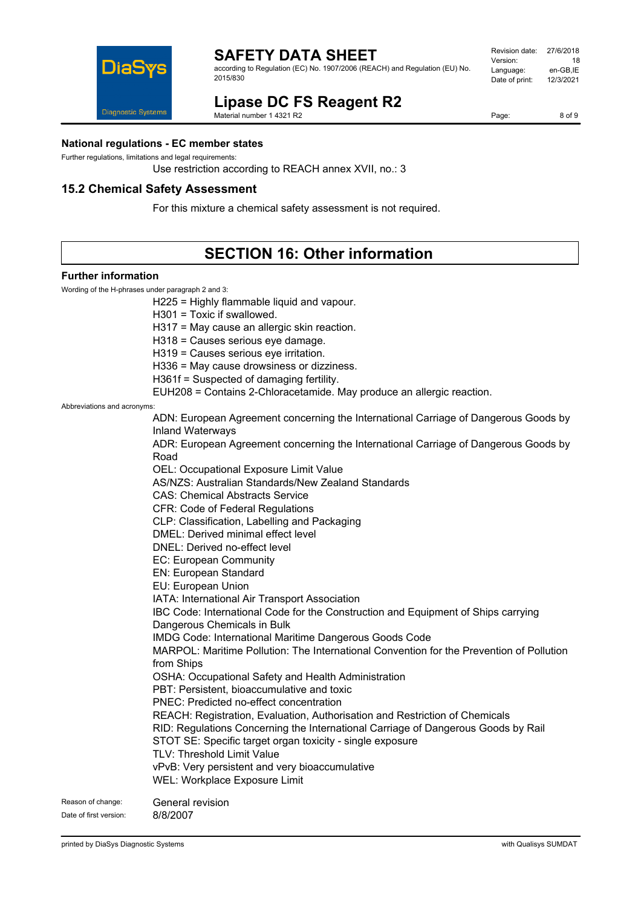### National regulations - EC member states

Further regulations, limitations and legal requirements:

Use restriction according to REACH annex XVII, no.: 3

## 15.2 Chemical Safety Assessment

For this mixture a chemical safety assessment is not required.

# SECTION 16: Other information

### Further information

Wording of the H-phrases under paragraph 2 and 3:

H225 = Highly flammable liquid and vapour.
H301 = Toxic if swallowed.
H317 = May cause an allergic skin reaction.
H318 = Causes serious eye damage.
H319 = Causes serious eye irritation.
H336 = May cause drowsiness or dizziness.
H361f = Suspected of damaging fertility.
EUH208 = Contains 2-Chloracetamide. May produce an allergic reaction.

Abbreviations and acronyms:

ADN: European Agreement concerning the International Carriage of Dangerous Goods by Inland Waterways
ADR: European Agreement concerning the International Carriage of Dangerous Goods by Road
OEL: Occupational Exposure Limit Value
AS/NZS: Australian Standards/New Zealand Standards
CAS: Chemical Abstracts Service
CFR: Code of Federal Regulations
CLP: Classification, Labelling and Packaging
DMEL: Derived minimal effect level
DNEL: Derived no-effect level
EC: European Community
EN: European Standard
EU: European Union
IATA: International Air Transport Association
IBC Code: International Code for the Construction and Equipment of Ships carrying Dangerous Chemicals in Bulk
IMDG Code: International Maritime Dangerous Goods Code
MARPOL: Maritime Pollution: The International Convention for the Prevention of Pollution from Ships
OSHA: Occupational Safety and Health Administration
PBT: Persistent, bioaccumulative and toxic
PNEC: Predicted no-effect concentration
REACH: Registration, Evaluation, Authorisation and Restriction of Chemicals
RID: Regulations Concerning the International Carriage of Dangerous Goods by Rail
STOT SE: Specific target organ toxicity - single exposure
TLV: Threshold Limit Value
vPvB: Very persistent and very bioaccumulative
WEL: Workplace Exposure Limit

Reason of change: General revision

Date of first version: 8/8/2007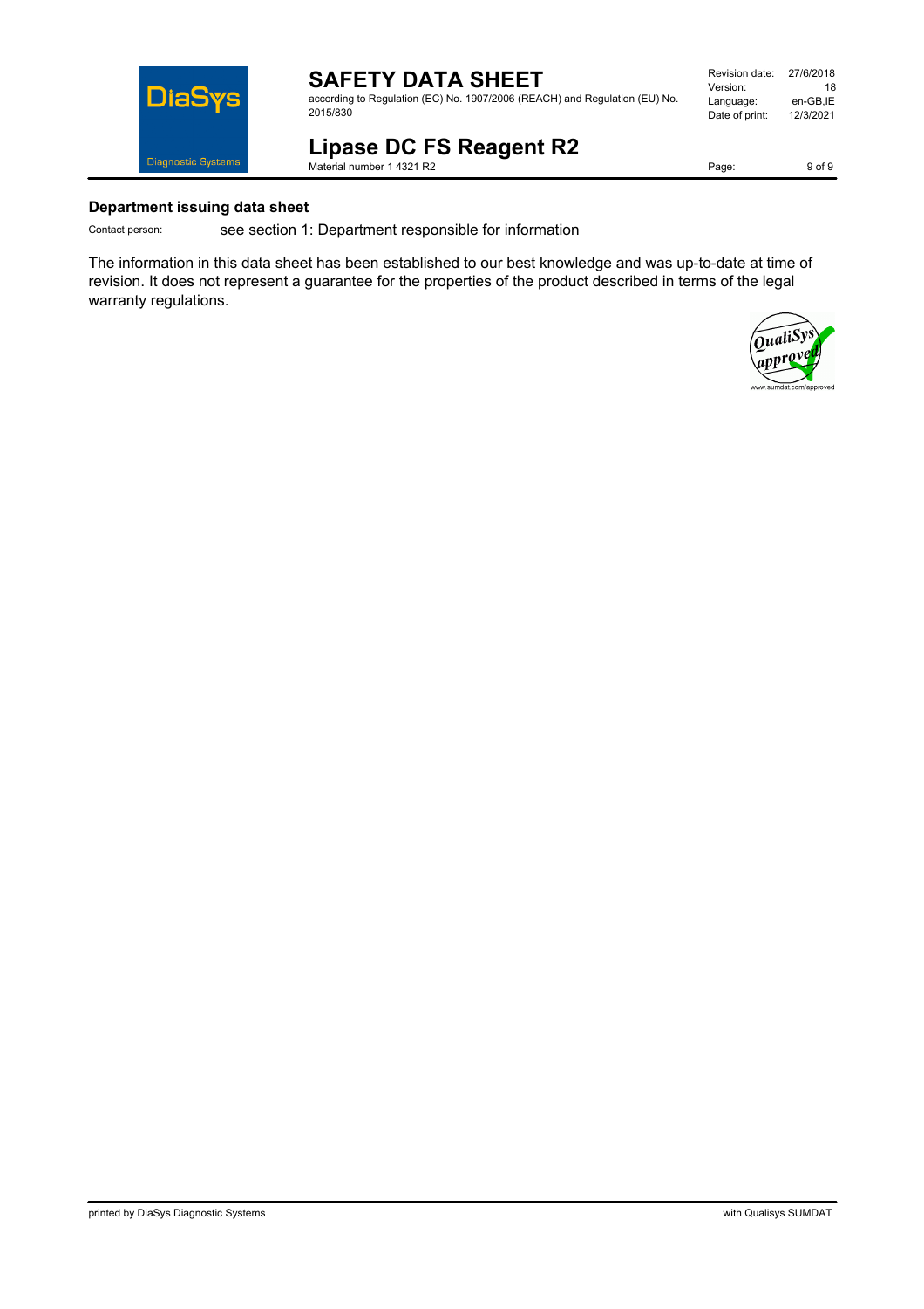### Department issuing data sheet

Contact person: see section 1: Department responsible for information

The information in this data sheet has been established to our best knowledge and was up-to-date at time of revision. It does not represent a guarantee for the properties of the product described in terms of the legal warranty regulations.